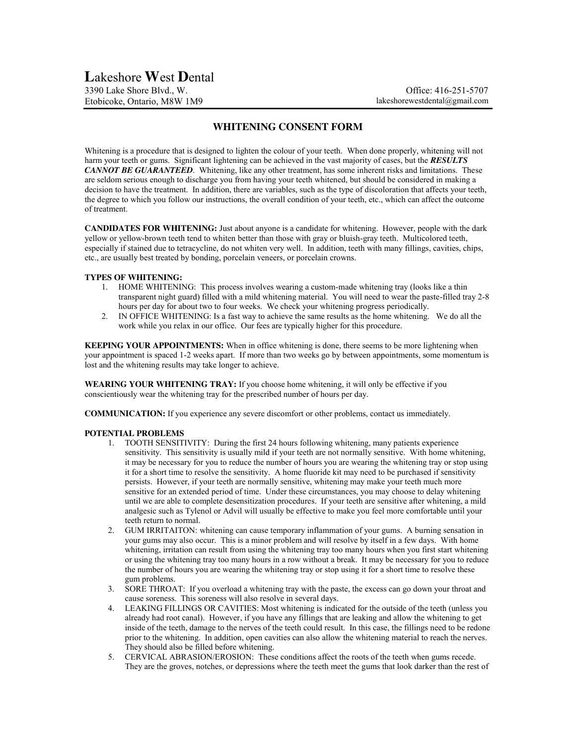# **L**akeshore **W**est **D**ental

3390 Lake Shore Blvd., W.
Etobicoke, Ontario, M8W 1M9

Office: 416-251-5707
lakeshorewestdental@gmail.com

## WHITENING CONSENT FORM

Whitening is a procedure that is designed to lighten the colour of your teeth. When done properly, whitening will not harm your teeth or gums. Significant lightening can be achieved in the vast majority of cases, but the ***RESULTS CANNOT BE GUARANTEED***. Whitening, like any other treatment, has some inherent risks and limitations. These are seldom serious enough to discharge you from having your teeth whitened, but should be considered in making a decision to have the treatment. In addition, there are variables, such as the type of discoloration that affects your teeth, the degree to which you follow our instructions, the overall condition of your teeth, etc., which can affect the outcome of treatment.

**CANDIDATES FOR WHITENING:** Just about anyone is a candidate for whitening. However, people with the dark yellow or yellow-brown teeth tend to whiten better than those with gray or bluish-gray teeth. Multicolored teeth, especially if stained due to tetracycline, do not whiten very well. In addition, teeth with many fillings, cavities, chips, etc., are usually best treated by bonding, porcelain veneers, or porcelain crowns.

**TYPES OF WHITENING:**

1. HOME WHITENING: This process involves wearing a custom-made whitening tray (looks like a thin transparent night guard) filled with a mild whitening material. You will need to wear the paste-filled tray 2-8 hours per day for about two to four weeks. We check your whitening progress periodically.
2. IN OFFICE WHITENING: Is a fast way to achieve the same results as the home whitening. We do all the work while you relax in our office. Our fees are typically higher for this procedure.

**KEEPING YOUR APPOINTMENTS:** When in office whitening is done, there seems to be more lightening when your appointment is spaced 1-2 weeks apart. If more than two weeks go by between appointments, some momentum is lost and the whitening results may take longer to achieve.

**WEARING YOUR WHITENING TRAY:** If you choose home whitening, it will only be effective if you conscientiously wear the whitening tray for the prescribed number of hours per day.

**COMMUNICATION:** If you experience any severe discomfort or other problems, contact us immediately.

**POTENTIAL PROBLEMS**

1. TOOTH SENSITIVITY: During the first 24 hours following whitening, many patients experience sensitivity. This sensitivity is usually mild if your teeth are not normally sensitive. With home whitening, it may be necessary for you to reduce the number of hours you are wearing the whitening tray or stop using it for a short time to resolve the sensitivity. A home fluoride kit may need to be purchased if sensitivity persists. However, if your teeth are normally sensitive, whitening may make your teeth much more sensitive for an extended period of time. Under these circumstances, you may choose to delay whitening until we are able to complete desensitization procedures. If your teeth are sensitive after whitening, a mild analgesic such as Tylenol or Advil will usually be effective to make you feel more comfortable until your teeth return to normal.
2. GUM IRRITAITON: whitening can cause temporary inflammation of your gums. A burning sensation in your gums may also occur. This is a minor problem and will resolve by itself in a few days. With home whitening, irritation can result from using the whitening tray too many hours when you first start whitening or using the whitening tray too many hours in a row without a break. It may be necessary for you to reduce the number of hours you are wearing the whitening tray or stop using it for a short time to resolve these gum problems.
3. SORE THROAT: If you overload a whitening tray with the paste, the excess can go down your throat and cause soreness. This soreness will also resolve in several days.
4. LEAKING FILLINGS OR CAVITIES: Most whitening is indicated for the outside of the teeth (unless you already had root canal). However, if you have any fillings that are leaking and allow the whitening to get inside of the teeth, damage to the nerves of the teeth could result. In this case, the fillings need to be redone prior to the whitening. In addition, open cavities can also allow the whitening material to reach the nerves. They should also be filled before whitening.
5. CERVICAL ABRASION/EROSION: These conditions affect the roots of the teeth when gums recede. They are the groves, notches, or depressions where the teeth meet the gums that look darker than the rest of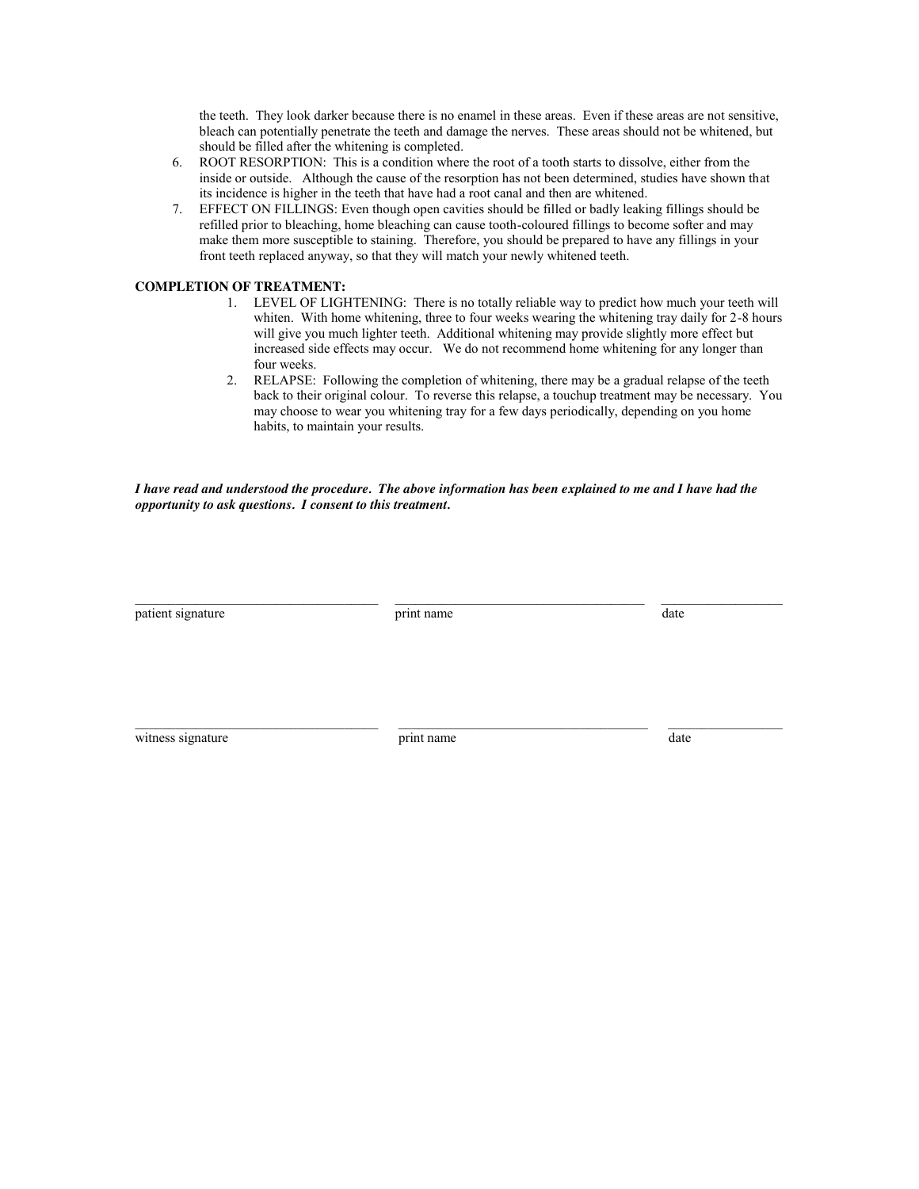the teeth. They look darker because there is no enamel in these areas. Even if these areas are not sensitive, bleach can potentially penetrate the teeth and damage the nerves. These areas should not be whitened, but should be filled after the whitening is completed.

6. ROOT RESORPTION: This is a condition where the root of a tooth starts to dissolve, either from the inside or outside. Although the cause of the resorption has not been determined, studies have shown that its incidence is higher in the teeth that have had a root canal and then are whitened.
7. EFFECT ON FILLINGS: Even though open cavities should be filled or badly leaking fillings should be refilled prior to bleaching, home bleaching can cause tooth-coloured fillings to become softer and may make them more susceptible to staining. Therefore, you should be prepared to have any fillings in your front teeth replaced anyway, so that they will match your newly whitened teeth.

**COMPLETION OF TREATMENT:**

1. LEVEL OF LIGHTENING: There is no totally reliable way to predict how much your teeth will whiten. With home whitening, three to four weeks wearing the whitening tray daily for 2-8 hours will give you much lighter teeth. Additional whitening may provide slightly more effect but increased side effects may occur. We do not recommend home whitening for any longer than four weeks.
2. RELAPSE: Following the completion of whitening, there may be a gradual relapse of the teeth back to their original colour. To reverse this relapse, a touchup treatment may be necessary. You may choose to wear you whitening tray for a few days periodically, depending on you home habits, to maintain your results.

***I have read and understood the procedure. The above information has been explained to me and I have had the opportunity to ask questions. I consent to this treatment.***

\_\_\_\_\_\_\_\_\_\_\_\_\_\_\_\_\_\_\_\_\_\_\_\_\_\_\_\_\_\_\_\_ \_\_\_\_\_\_\_\_\_\_\_\_\_\_\_\_\_\_\_\_\_\_\_\_\_\_\_\_\_\_\_\_ \_\_\_\_\_\_\_\_\_\_\_\_\_\_\_\_

patient signature print name date

\_\_\_\_\_\_\_\_\_\_\_\_\_\_\_\_\_\_\_\_\_\_\_\_\_\_\_\_\_\_\_\_ \_\_\_\_\_\_\_\_\_\_\_\_\_\_\_\_\_\_\_\_\_\_\_\_\_\_\_\_\_\_\_\_ \_\_\_\_\_\_\_\_\_\_\_\_\_\_\_\_

witness signature print name date